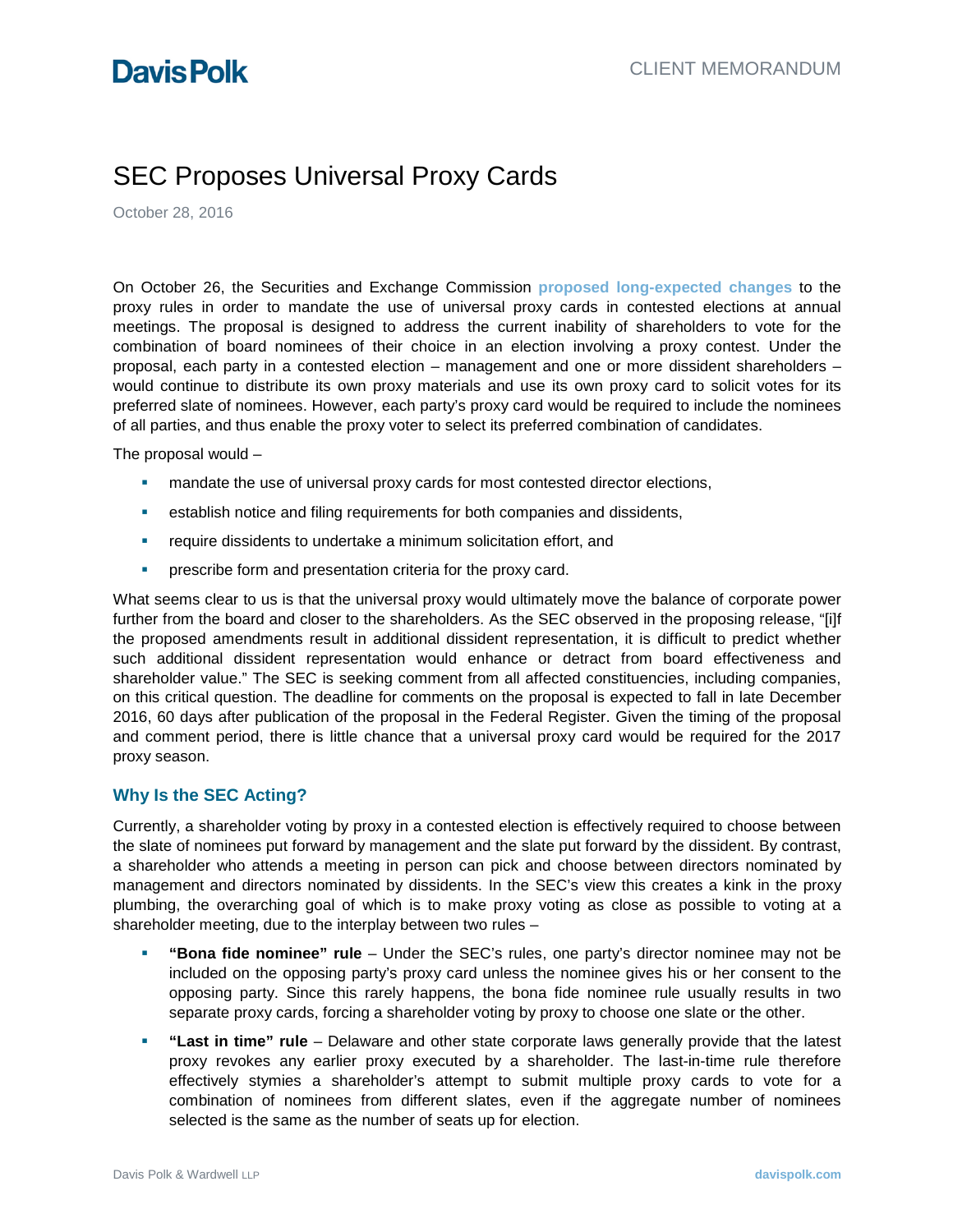# SEC Proposes Universal Proxy Cards

October 28, 2016

On October 26, the Securities and Exchange Commission **proposed long-expected changes** to the proxy rules in order to mandate the use of universal proxy cards in contested elections at annual meetings. The proposal is designed to address the current inability of shareholders to vote for the combination of board nominees of their choice in an election involving a proxy contest. Under the proposal, each party in a contested election – management and one or more dissident shareholders – would continue to distribute its own proxy materials and use its own proxy card to solicit votes for its preferred slate of nominees. However, each party's proxy card would be required to include the nominees of all parties, and thus enable the proxy voter to select its preferred combination of candidates.

The proposal would –

- mandate the use of universal proxy cards for most contested director elections,
- establish notice and filing requirements for both companies and dissidents,
- require dissidents to undertake a minimum solicitation effort, and
- prescribe form and presentation criteria for the proxy card.

What seems clear to us is that the universal proxy would ultimately move the balance of corporate power further from the board and closer to the shareholders. As the SEC observed in the proposing release, "[i]f the proposed amendments result in additional dissident representation, it is difficult to predict whether such additional dissident representation would enhance or detract from board effectiveness and shareholder value." The SEC is seeking comment from all affected constituencies, including companies, on this critical question. The deadline for comments on the proposal is expected to fall in late December 2016, 60 days after publication of the proposal in the Federal Register. Given the timing of the proposal and comment period, there is little chance that a universal proxy card would be required for the 2017 proxy season.

## Why Is the SEC Acting?

Currently, a shareholder voting by proxy in a contested election is effectively required to choose between the slate of nominees put forward by management and the slate put forward by the dissident. By contrast, a shareholder who attends a meeting in person can pick and choose between directors nominated by management and directors nominated by dissidents. In the SEC's view this creates a kink in the proxy plumbing, the overarching goal of which is to make proxy voting as close as possible to voting at a shareholder meeting, due to the interplay between two rules –

- **"Bona fide nominee" rule** – Under the SEC's rules, one party's director nominee may not be included on the opposing party's proxy card unless the nominee gives his or her consent to the opposing party. Since this rarely happens, the bona fide nominee rule usually results in two separate proxy cards, forcing a shareholder voting by proxy to choose one slate or the other.
- **"Last in time" rule** – Delaware and other state corporate laws generally provide that the latest proxy revokes any earlier proxy executed by a shareholder. The last-in-time rule therefore effectively stymies a shareholder's attempt to submit multiple proxy cards to vote for a combination of nominees from different slates, even if the aggregate number of nominees selected is the same as the number of seats up for election.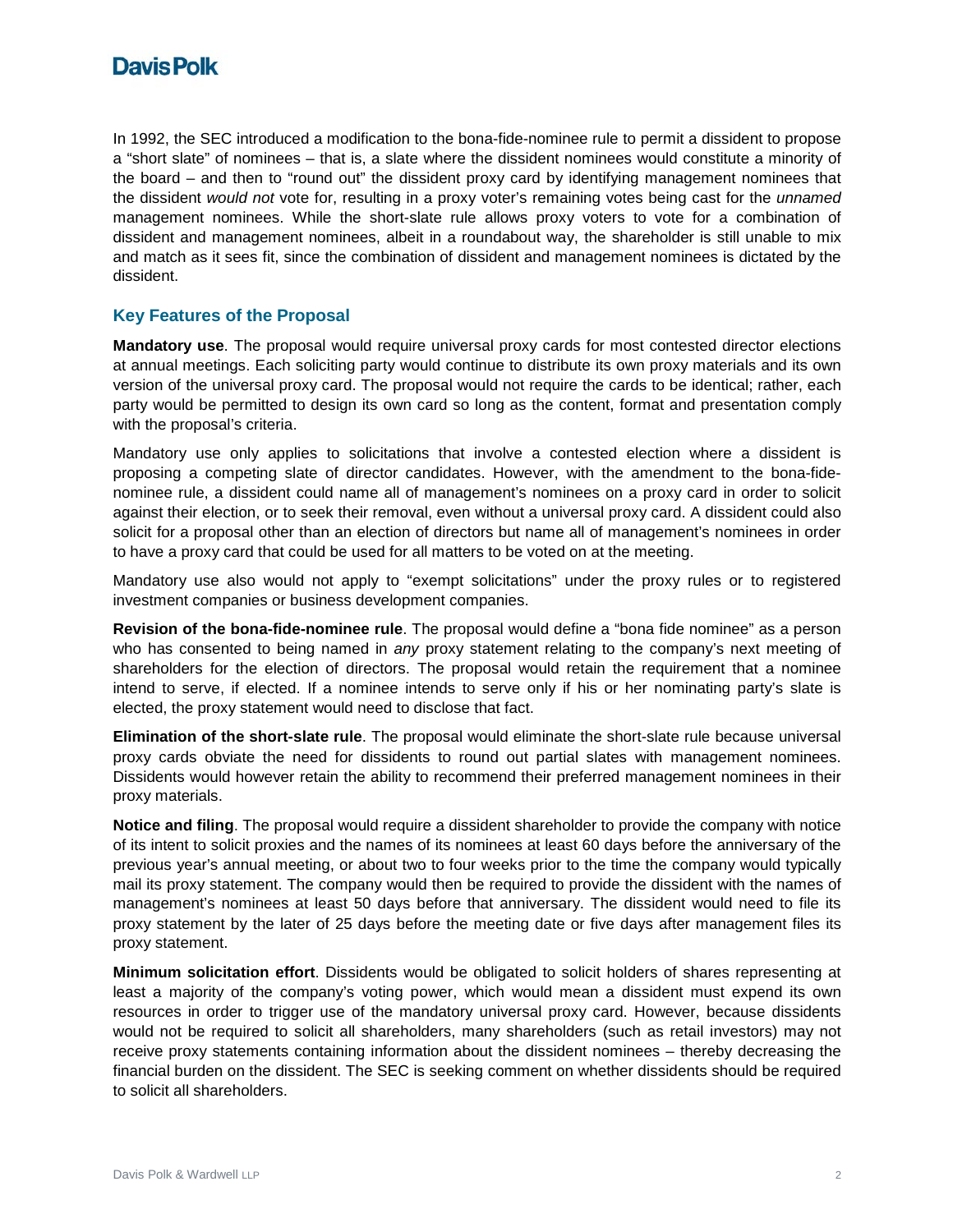In 1992, the SEC introduced a modification to the bona-fide-nominee rule to permit a dissident to propose a "short slate" of nominees – that is, a slate where the dissident nominees would constitute a minority of the board – and then to "round out" the dissident proxy card by identifying management nominees that the dissident *would not* vote for, resulting in a proxy voter's remaining votes being cast for the *unnamed* management nominees. While the short-slate rule allows proxy voters to vote for a combination of dissident and management nominees, albeit in a roundabout way, the shareholder is still unable to mix and match as it sees fit, since the combination of dissident and management nominees is dictated by the dissident.

## Key Features of the Proposal

**Mandatory use**. The proposal would require universal proxy cards for most contested director elections at annual meetings. Each soliciting party would continue to distribute its own proxy materials and its own version of the universal proxy card. The proposal would not require the cards to be identical; rather, each party would be permitted to design its own card so long as the content, format and presentation comply with the proposal's criteria.

Mandatory use only applies to solicitations that involve a contested election where a dissident is proposing a competing slate of director candidates. However, with the amendment to the bona-fide-nominee rule, a dissident could name all of management's nominees on a proxy card in order to solicit against their election, or to seek their removal, even without a universal proxy card. A dissident could also solicit for a proposal other than an election of directors but name all of management's nominees in order to have a proxy card that could be used for all matters to be voted on at the meeting.

Mandatory use also would not apply to "exempt solicitations" under the proxy rules or to registered investment companies or business development companies.

**Revision of the bona-fide-nominee rule**. The proposal would define a "bona fide nominee" as a person who has consented to being named in *any* proxy statement relating to the company's next meeting of shareholders for the election of directors. The proposal would retain the requirement that a nominee intend to serve, if elected. If a nominee intends to serve only if his or her nominating party's slate is elected, the proxy statement would need to disclose that fact.

**Elimination of the short-slate rule**. The proposal would eliminate the short-slate rule because universal proxy cards obviate the need for dissidents to round out partial slates with management nominees. Dissidents would however retain the ability to recommend their preferred management nominees in their proxy materials.

**Notice and filing**. The proposal would require a dissident shareholder to provide the company with notice of its intent to solicit proxies and the names of its nominees at least 60 days before the anniversary of the previous year's annual meeting, or about two to four weeks prior to the time the company would typically mail its proxy statement. The company would then be required to provide the dissident with the names of management's nominees at least 50 days before that anniversary. The dissident would need to file its proxy statement by the later of 25 days before the meeting date or five days after management files its proxy statement.

**Minimum solicitation effort**. Dissidents would be obligated to solicit holders of shares representing at least a majority of the company's voting power, which would mean a dissident must expend its own resources in order to trigger use of the mandatory universal proxy card. However, because dissidents would not be required to solicit all shareholders, many shareholders (such as retail investors) may not receive proxy statements containing information about the dissident nominees – thereby decreasing the financial burden on the dissident. The SEC is seeking comment on whether dissidents should be required to solicit all shareholders.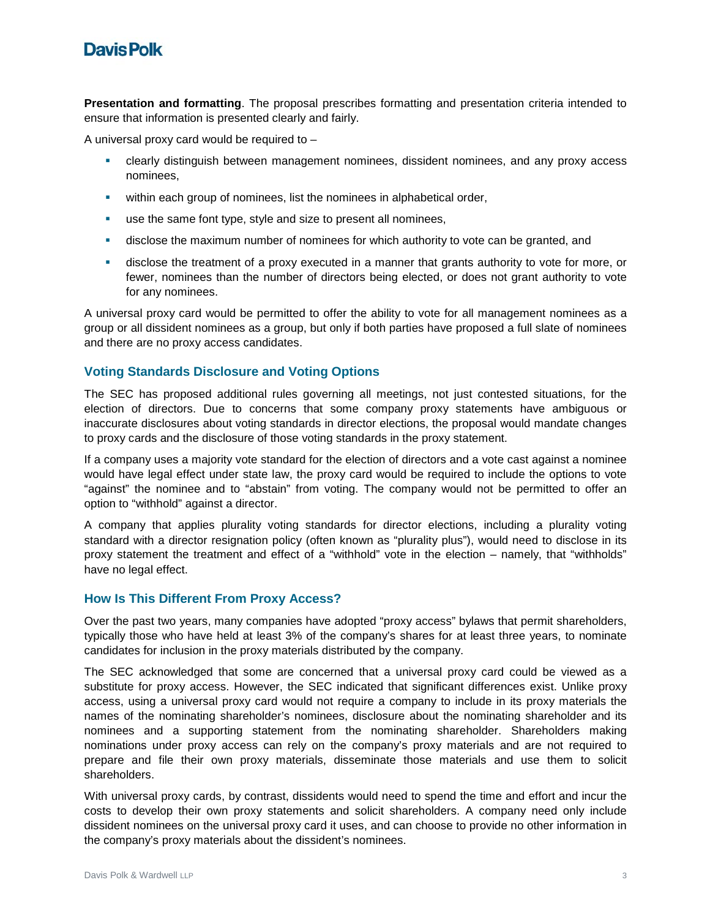**Presentation and formatting**. The proposal prescribes formatting and presentation criteria intended to ensure that information is presented clearly and fairly.

A universal proxy card would be required to –

- clearly distinguish between management nominees, dissident nominees, and any proxy access nominees,
- within each group of nominees, list the nominees in alphabetical order,
- use the same font type, style and size to present all nominees,
- disclose the maximum number of nominees for which authority to vote can be granted, and
- disclose the treatment of a proxy executed in a manner that grants authority to vote for more, or fewer, nominees than the number of directors being elected, or does not grant authority to vote for any nominees.

A universal proxy card would be permitted to offer the ability to vote for all management nominees as a group or all dissident nominees as a group, but only if both parties have proposed a full slate of nominees and there are no proxy access candidates.

## Voting Standards Disclosure and Voting Options

The SEC has proposed additional rules governing all meetings, not just contested situations, for the election of directors. Due to concerns that some company proxy statements have ambiguous or inaccurate disclosures about voting standards in director elections, the proposal would mandate changes to proxy cards and the disclosure of those voting standards in the proxy statement.

If a company uses a majority vote standard for the election of directors and a vote cast against a nominee would have legal effect under state law, the proxy card would be required to include the options to vote "against" the nominee and to "abstain" from voting. The company would not be permitted to offer an option to "withhold" against a director.

A company that applies plurality voting standards for director elections, including a plurality voting standard with a director resignation policy (often known as "plurality plus"), would need to disclose in its proxy statement the treatment and effect of a "withhold" vote in the election – namely, that "withholds" have no legal effect.

## How Is This Different From Proxy Access?

Over the past two years, many companies have adopted "proxy access" bylaws that permit shareholders, typically those who have held at least 3% of the company's shares for at least three years, to nominate candidates for inclusion in the proxy materials distributed by the company.

The SEC acknowledged that some are concerned that a universal proxy card could be viewed as a substitute for proxy access. However, the SEC indicated that significant differences exist. Unlike proxy access, using a universal proxy card would not require a company to include in its proxy materials the names of the nominating shareholder's nominees, disclosure about the nominating shareholder and its nominees and a supporting statement from the nominating shareholder. Shareholders making nominations under proxy access can rely on the company's proxy materials and are not required to prepare and file their own proxy materials, disseminate those materials and use them to solicit shareholders.

With universal proxy cards, by contrast, dissidents would need to spend the time and effort and incur the costs to develop their own proxy statements and solicit shareholders. A company need only include dissident nominees on the universal proxy card it uses, and can choose to provide no other information in the company's proxy materials about the dissident's nominees.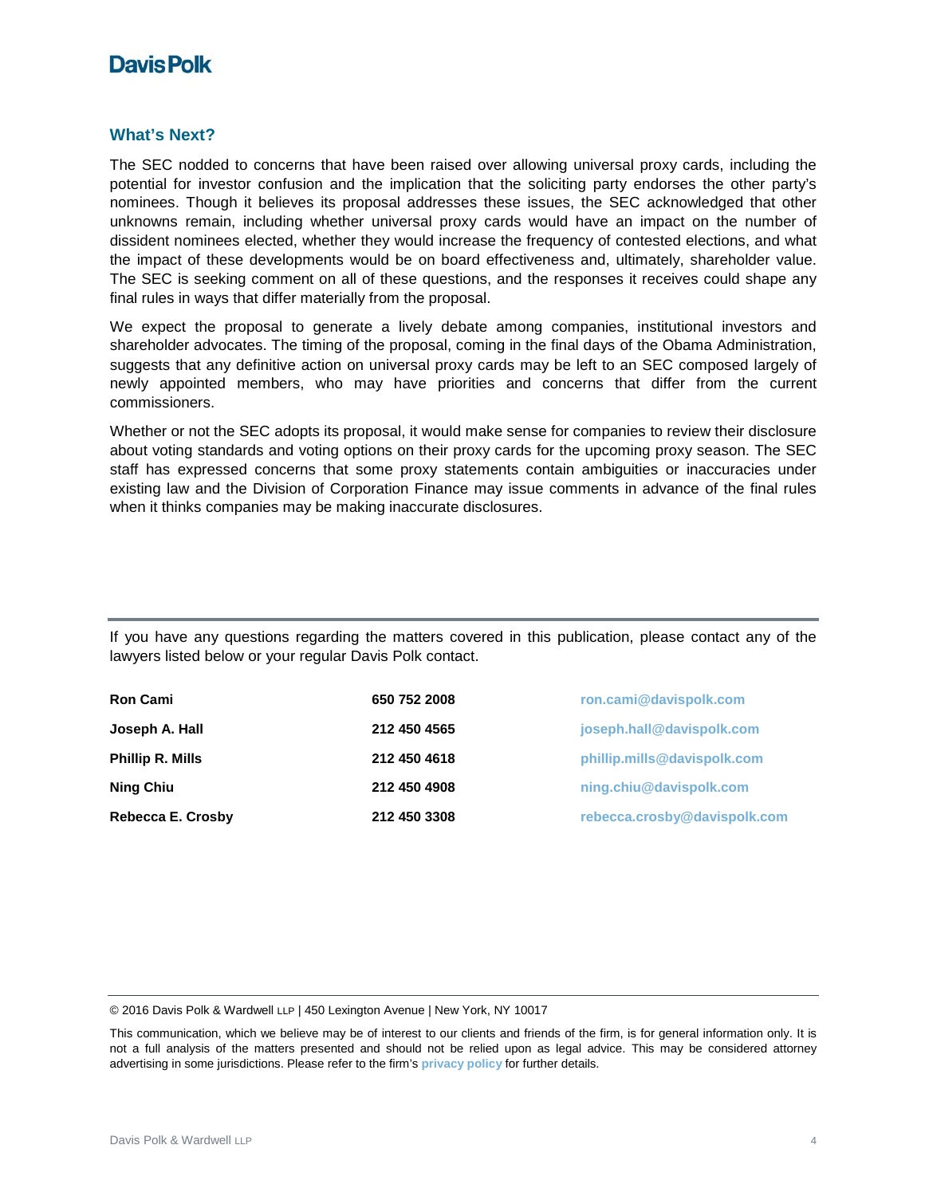## What's Next?

The SEC nodded to concerns that have been raised over allowing universal proxy cards, including the potential for investor confusion and the implication that the soliciting party endorses the other party's nominees. Though it believes its proposal addresses these issues, the SEC acknowledged that other unknowns remain, including whether universal proxy cards would have an impact on the number of dissident nominees elected, whether they would increase the frequency of contested elections, and what the impact of these developments would be on board effectiveness and, ultimately, shareholder value. The SEC is seeking comment on all of these questions, and the responses it receives could shape any final rules in ways that differ materially from the proposal.

We expect the proposal to generate a lively debate among companies, institutional investors and shareholder advocates. The timing of the proposal, coming in the final days of the Obama Administration, suggests that any definitive action on universal proxy cards may be left to an SEC composed largely of newly appointed members, who may have priorities and concerns that differ from the current commissioners.

Whether or not the SEC adopts its proposal, it would make sense for companies to review their disclosure about voting standards and voting options on their proxy cards for the upcoming proxy season. The SEC staff has expressed concerns that some proxy statements contain ambiguities or inaccuracies under existing law and the Division of Corporation Finance may issue comments in advance of the final rules when it thinks companies may be making inaccurate disclosures.

---

If you have any questions regarding the matters covered in this publication, please contact any of the lawyers listed below or your regular Davis Polk contact.

| | | |
|---|---|---|
| **Ron Cami** | **650 752 2008** | **ron.cami@davispolk.com** |
| **Joseph A. Hall** | **212 450 4565** | **joseph.hall@davispolk.com** |
| **Phillip R. Mills** | **212 450 4618** | **phillip.mills@davispolk.com** |
| **Ning Chiu** | **212 450 4908** | **ning.chiu@davispolk.com** |
| **Rebecca E. Crosby** | **212 450 3308** | **rebecca.crosby@davispolk.com** |

---

© 2016 Davis Polk & Wardwell LLP | 450 Lexington Avenue | New York, NY 10017

This communication, which we believe may be of interest to our clients and friends of the firm, is for general information only. It is not a full analysis of the matters presented and should not be relied upon as legal advice. This may be considered attorney advertising in some jurisdictions. Please refer to the firm's **privacy policy** for further details.